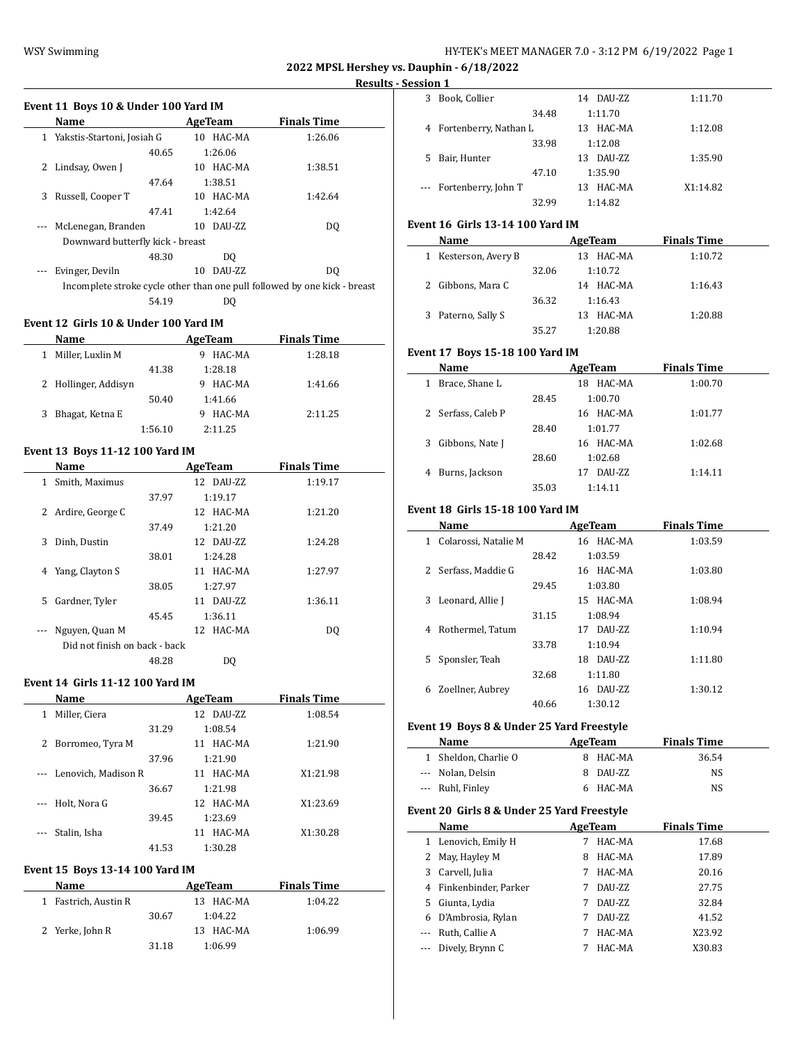## 2022 MPSL Hershey vs. Dauphin - 6/18/2022

### Results - Session 1

#### Event 11 Boys 10 & Under 100 Yard IM

| | Name | Age | Team | Finals Time |
|---|---|---|---|---|
| 1 | Yakstis-Startoni, Josiah G | 10 | HAC-MA | 1:26.06 |
| | 40.65 | 1:26.06 | | |
| 2 | Lindsay, Owen J | 10 | HAC-MA | 1:38.51 |
| | 47.64 | 1:38.51 | | |
| 3 | Russell, Cooper T | 10 | HAC-MA | 1:42.64 |
| | 47.41 | 1:42.64 | | |
| --- | McLenegan, Branden | 10 | DAU-ZZ | DQ |
| | Downward butterfly kick - breast | | | |
| | 48.30 | DQ | | |
| --- | Evinger, Deviln | 10 | DAU-ZZ | DQ |
| | Incomplete stroke cycle other than one pull followed by one kick - breast | | | |
| | 54.19 | DQ | | |

#### Event 12 Girls 10 & Under 100 Yard IM

| | Name | Age | Team | Finals Time |
|---|---|---|---|---|
| 1 | Miller, Luxlin M | 9 | HAC-MA | 1:28.18 |
| | 41.38 | 1:28.18 | | |
| 2 | Hollinger, Addisyn | 9 | HAC-MA | 1:41.66 |
| | 50.40 | 1:41.66 | | |
| 3 | Bhagat, Ketna E | 9 | HAC-MA | 2:11.25 |
| | 1:56.10 | 2:11.25 | | |

#### Event 13 Boys 11-12 100 Yard IM

| | Name | Age | Team | Finals Time |
|---|---|---|---|---|
| 1 | Smith, Maximus | 12 | DAU-ZZ | 1:19.17 |
| | 37.97 | 1:19.17 | | |
| 2 | Ardire, George C | 12 | HAC-MA | 1:21.20 |
| | 37.49 | 1:21.20 | | |
| 3 | Dinh, Dustin | 12 | DAU-ZZ | 1:24.28 |
| | 38.01 | 1:24.28 | | |
| 4 | Yang, Clayton S | 11 | HAC-MA | 1:27.97 |
| | 38.05 | 1:27.97 | | |
| 5 | Gardner, Tyler | 11 | DAU-ZZ | 1:36.11 |
| | 45.45 | 1:36.11 | | |
| --- | Nguyen, Quan M | 12 | HAC-MA | DQ |
| | Did not finish on back - back | | | |
| | 48.28 | DQ | | |

#### Event 14 Girls 11-12 100 Yard IM

| | Name | Age | Team | Finals Time |
|---|---|---|---|---|
| 1 | Miller, Ciera | 12 | DAU-ZZ | 1:08.54 |
| | 31.29 | 1:08.54 | | |
| 2 | Borromeo, Tyra M | 11 | HAC-MA | 1:21.90 |
| | 37.96 | 1:21.90 | | |
| --- | Lenovich, Madison R | 11 | HAC-MA | X1:21.98 |
| | 36.67 | 1:21.98 | | |
| --- | Holt, Nora G | 12 | HAC-MA | X1:23.69 |
| | 39.45 | 1:23.69 | | |
| --- | Stalin, Isha | 11 | HAC-MA | X1:30.28 |
| | 41.53 | 1:30.28 | | |

#### Event 15 Boys 13-14 100 Yard IM

| | Name | Age | Team | Finals Time |
|---|---|---|---|---|
| 1 | Fastrich, Austin R | 13 | HAC-MA | 1:04.22 |
| | 30.67 | 1:04.22 | | |
| 2 | Yerke, John R | 13 | HAC-MA | 1:06.99 |
| | 31.18 | 1:06.99 | | |
| 3 | Book, Collier | 14 | DAU-ZZ | 1:11.70 |
| | 34.48 | 1:11.70 | | |
| 4 | Fortenberry, Nathan L | 13 | HAC-MA | 1:12.08 |
| | 33.98 | 1:12.08 | | |
| 5 | Bair, Hunter | 13 | DAU-ZZ | 1:35.90 |
| | 47.10 | 1:35.90 | | |
| --- | Fortenberry, John T | 13 | HAC-MA | X1:14.82 |
| | 32.99 | 1:14.82 | | |

#### Event 16 Girls 13-14 100 Yard IM

| | Name | Age | Team | Finals Time |
|---|---|---|---|---|
| 1 | Kesterson, Avery B | 13 | HAC-MA | 1:10.72 |
| | 32.06 | 1:10.72 | | |
| 2 | Gibbons, Mara C | 14 | HAC-MA | 1:16.43 |
| | 36.32 | 1:16.43 | | |
| 3 | Paterno, Sally S | 13 | HAC-MA | 1:20.88 |
| | 35.27 | 1:20.88 | | |

#### Event 17 Boys 15-18 100 Yard IM

| | Name | Age | Team | Finals Time |
|---|---|---|---|---|
| 1 | Brace, Shane L | 18 | HAC-MA | 1:00.70 |
| | 28.45 | 1:00.70 | | |
| 2 | Serfass, Caleb P | 16 | HAC-MA | 1:01.77 |
| | 28.40 | 1:01.77 | | |
| 3 | Gibbons, Nate J | 16 | HAC-MA | 1:02.68 |
| | 28.60 | 1:02.68 | | |
| 4 | Burns, Jackson | 17 | DAU-ZZ | 1:14.11 |
| | 35.03 | 1:14.11 | | |

#### Event 18 Girls 15-18 100 Yard IM

| | Name | Age | Team | Finals Time |
|---|---|---|---|---|
| 1 | Colarossi, Natalie M | 16 | HAC-MA | 1:03.59 |
| | 28.42 | 1:03.59 | | |
| 2 | Serfass, Maddie G | 16 | HAC-MA | 1:03.80 |
| | 29.45 | 1:03.80 | | |
| 3 | Leonard, Allie J | 15 | HAC-MA | 1:08.94 |
| | 31.15 | 1:08.94 | | |
| 4 | Rothermel, Tatum | 17 | DAU-ZZ | 1:10.94 |
| | 33.78 | 1:10.94 | | |
| 5 | Sponsler, Teah | 18 | DAU-ZZ | 1:11.80 |
| | 32.68 | 1:11.80 | | |
| 6 | Zoellner, Aubrey | 16 | DAU-ZZ | 1:30.12 |
| | 40.66 | 1:30.12 | | |

#### Event 19 Boys 8 & Under 25 Yard Freestyle

| | Name | Age | Team | Finals Time |
|---|---|---|---|---|
| 1 | Sheldon, Charlie O | 8 | HAC-MA | 36.54 |
| --- | Nolan, Delsin | 8 | DAU-ZZ | NS |
| --- | Ruhl, Finley | 6 | HAC-MA | NS |

#### Event 20 Girls 8 & Under 25 Yard Freestyle

| | Name | Age | Team | Finals Time |
|---|---|---|---|---|
| 1 | Lenovich, Emily H | 7 | HAC-MA | 17.68 |
| 2 | May, Hayley M | 8 | HAC-MA | 17.89 |
| 3 | Carvell, Julia | 7 | HAC-MA | 20.16 |
| 4 | Finkenbinder, Parker | 7 | DAU-ZZ | 27.75 |
| 5 | Giunta, Lydia | 7 | DAU-ZZ | 32.84 |
| 6 | D'Ambrosia, Rylan | 7 | DAU-ZZ | 41.52 |
| --- | Ruth, Callie A | 7 | HAC-MA | X23.92 |
| --- | Dively, Brynn C | 7 | HAC-MA | X30.83 |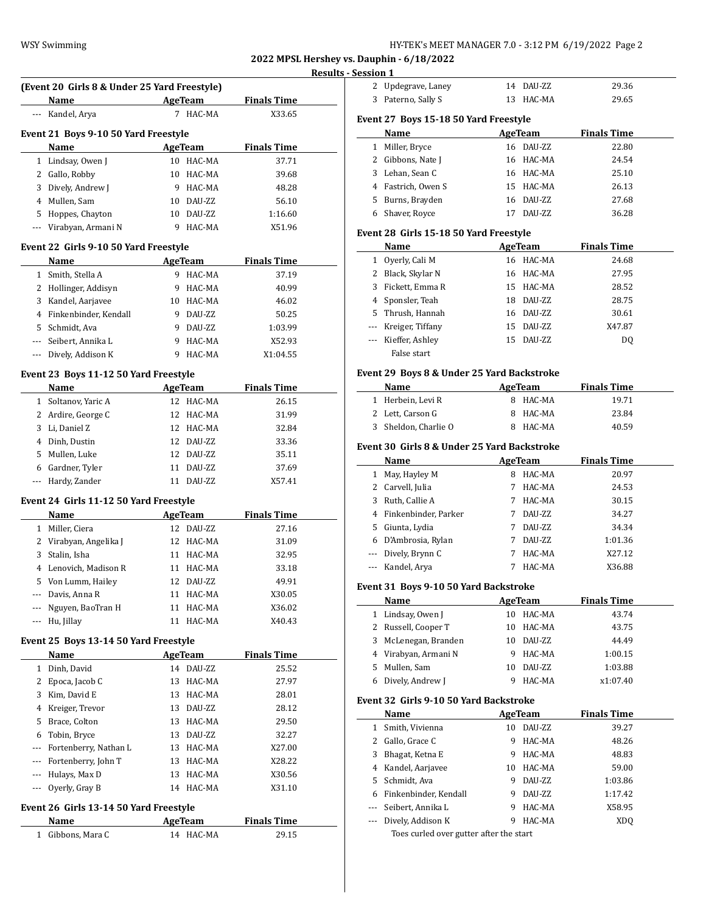## 2022 MPSL Hershey vs. Dauphin - 6/18/2022

### Results - Session 1

**(Event 20 Girls 8 & Under 25 Yard Freestyle)**

| | Name | Age | Team | Finals Time |
|---|---|---|---|---|
| --- | Kandel, Arya | 7 | HAC-MA | X33.65 |

**Event 21 Boys 9-10 50 Yard Freestyle**

| | Name | Age | Team | Finals Time |
|---|---|---|---|---|
| 1 | Lindsay, Owen J | 10 | HAC-MA | 37.71 |
| 2 | Gallo, Robby | 10 | HAC-MA | 39.68 |
| 3 | Dively, Andrew J | 9 | HAC-MA | 48.28 |
| 4 | Mullen, Sam | 10 | DAU-ZZ | 56.10 |
| 5 | Hoppes, Chayton | 10 | DAU-ZZ | 1:16.60 |
| --- | Virabyan, Armani N | 9 | HAC-MA | X51.96 |

**Event 22 Girls 9-10 50 Yard Freestyle**

| | Name | Age | Team | Finals Time |
|---|---|---|---|---|
| 1 | Smith, Stella A | 9 | HAC-MA | 37.19 |
| 2 | Hollinger, Addisyn | 9 | HAC-MA | 40.99 |
| 3 | Kandel, Aarjavee | 10 | HAC-MA | 46.02 |
| 4 | Finkenbinder, Kendall | 9 | DAU-ZZ | 50.25 |
| 5 | Schmidt, Ava | 9 | DAU-ZZ | 1:03.99 |
| --- | Seibert, Annika L | 9 | HAC-MA | X52.93 |
| --- | Dively, Addison K | 9 | HAC-MA | X1:04.55 |

**Event 23 Boys 11-12 50 Yard Freestyle**

| | Name | Age | Team | Finals Time |
|---|---|---|---|---|
| 1 | Soltanov, Yaric A | 12 | HAC-MA | 26.15 |
| 2 | Ardire, George C | 12 | HAC-MA | 31.99 |
| 3 | Li, Daniel Z | 12 | HAC-MA | 32.84 |
| 4 | Dinh, Dustin | 12 | DAU-ZZ | 33.36 |
| 5 | Mullen, Luke | 12 | DAU-ZZ | 35.11 |
| 6 | Gardner, Tyler | 11 | DAU-ZZ | 37.69 |
| --- | Hardy, Zander | 11 | DAU-ZZ | X57.41 |

**Event 24 Girls 11-12 50 Yard Freestyle**

| | Name | Age | Team | Finals Time |
|---|---|---|---|---|
| 1 | Miller, Ciera | 12 | DAU-ZZ | 27.16 |
| 2 | Virabyan, Angelika J | 12 | HAC-MA | 31.09 |
| 3 | Stalin, Isha | 11 | HAC-MA | 32.95 |
| 4 | Lenovich, Madison R | 11 | HAC-MA | 33.18 |
| 5 | Von Lumm, Hailey | 12 | DAU-ZZ | 49.91 |
| --- | Davis, Anna R | 11 | HAC-MA | X30.05 |
| --- | Nguyen, BaoTran H | 11 | HAC-MA | X36.02 |
| --- | Hu, Jillay | 11 | HAC-MA | X40.43 |

**Event 25 Boys 13-14 50 Yard Freestyle**

| | Name | Age | Team | Finals Time |
|---|---|---|---|---|
| 1 | Dinh, David | 14 | DAU-ZZ | 25.52 |
| 2 | Epoca, Jacob C | 13 | HAC-MA | 27.97 |
| 3 | Kim, David E | 13 | HAC-MA | 28.01 |
| 4 | Kreiger, Trevor | 13 | DAU-ZZ | 28.12 |
| 5 | Brace, Colton | 13 | HAC-MA | 29.50 |
| 6 | Tobin, Bryce | 13 | DAU-ZZ | 32.27 |
| --- | Fortenberry, Nathan L | 13 | HAC-MA | X27.00 |
| --- | Fortenberry, John T | 13 | HAC-MA | X28.22 |
| --- | Hulays, Max D | 13 | HAC-MA | X30.56 |
| --- | Oyerly, Gray B | 14 | HAC-MA | X31.10 |

**Event 26 Girls 13-14 50 Yard Freestyle**

| | Name | Age | Team | Finals Time |
|---|---|---|---|---|
| 1 | Gibbons, Mara C | 14 | HAC-MA | 29.15 |
| 2 | Updegrave, Laney | 14 | DAU-ZZ | 29.36 |
| 3 | Paterno, Sally S | 13 | HAC-MA | 29.65 |

**Event 27 Boys 15-18 50 Yard Freestyle**

| | Name | Age | Team | Finals Time |
|---|---|---|---|---|
| 1 | Miller, Bryce | 16 | DAU-ZZ | 22.80 |
| 2 | Gibbons, Nate J | 16 | HAC-MA | 24.54 |
| 3 | Lehan, Sean C | 16 | HAC-MA | 25.10 |
| 4 | Fastrich, Owen S | 15 | HAC-MA | 26.13 |
| 5 | Burns, Brayden | 16 | DAU-ZZ | 27.68 |
| 6 | Shaver, Royce | 17 | DAU-ZZ | 36.28 |

**Event 28 Girls 15-18 50 Yard Freestyle**

| | Name | Age | Team | Finals Time |
|---|---|---|---|---|
| 1 | Oyerly, Cali M | 16 | HAC-MA | 24.68 |
| 2 | Black, Skylar N | 16 | HAC-MA | 27.95 |
| 3 | Fickett, Emma R | 15 | HAC-MA | 28.52 |
| 4 | Sponsler, Teah | 18 | DAU-ZZ | 28.75 |
| 5 | Thrush, Hannah | 16 | DAU-ZZ | 30.61 |
| --- | Kreiger, Tiffany | 15 | DAU-ZZ | X47.87 |
| --- | Kieffer, Ashley | 15 | DAU-ZZ | DQ |
| | False start | | | |

**Event 29 Boys 8 & Under 25 Yard Backstroke**

| | Name | Age | Team | Finals Time |
|---|---|---|---|---|
| 1 | Herbein, Levi R | 8 | HAC-MA | 19.71 |
| 2 | Lett, Carson G | 8 | HAC-MA | 23.84 |
| 3 | Sheldon, Charlie O | 8 | HAC-MA | 40.59 |

**Event 30 Girls 8 & Under 25 Yard Backstroke**

| | Name | Age | Team | Finals Time |
|---|---|---|---|---|
| 1 | May, Hayley M | 8 | HAC-MA | 20.97 |
| 2 | Carvell, Julia | 7 | HAC-MA | 24.53 |
| 3 | Ruth, Callie A | 7 | HAC-MA | 30.15 |
| 4 | Finkenbinder, Parker | 7 | DAU-ZZ | 34.27 |
| 5 | Giunta, Lydia | 7 | DAU-ZZ | 34.34 |
| 6 | D'Ambrosia, Rylan | 7 | DAU-ZZ | 1:01.36 |
| --- | Dively, Brynn C | 7 | HAC-MA | X27.12 |
| --- | Kandel, Arya | 7 | HAC-MA | X36.88 |

**Event 31 Boys 9-10 50 Yard Backstroke**

| | Name | Age | Team | Finals Time |
|---|---|---|---|---|
| 1 | Lindsay, Owen J | 10 | HAC-MA | 43.74 |
| 2 | Russell, Cooper T | 10 | HAC-MA | 43.75 |
| 3 | McLenegan, Branden | 10 | DAU-ZZ | 44.49 |
| 4 | Virabyan, Armani N | 9 | HAC-MA | 1:00.15 |
| 5 | Mullen, Sam | 10 | DAU-ZZ | 1:03.88 |
| 6 | Dively, Andrew J | 9 | HAC-MA | x1:07.40 |

**Event 32 Girls 9-10 50 Yard Backstroke**

| | Name | Age | Team | Finals Time |
|---|---|---|---|---|
| 1 | Smith, Vivienna | 10 | DAU-ZZ | 39.27 |
| 2 | Gallo, Grace C | 9 | HAC-MA | 48.26 |
| 3 | Bhagat, Ketna E | 9 | HAC-MA | 48.83 |
| 4 | Kandel, Aarjavee | 10 | HAC-MA | 59.00 |
| 5 | Schmidt, Ava | 9 | DAU-ZZ | 1:03.86 |
| 6 | Finkenbinder, Kendall | 9 | DAU-ZZ | 1:17.42 |
| --- | Seibert, Annika L | 9 | HAC-MA | X58.95 |
| --- | Dively, Addison K | 9 | HAC-MA | XDQ |
| | Toes curled over gutter after the start | | | |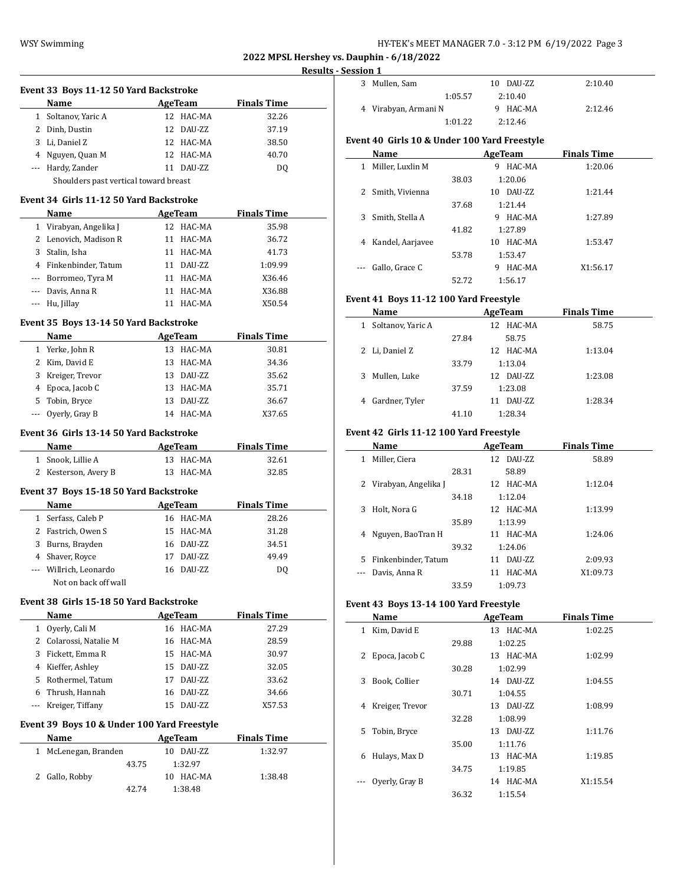## 2022 MPSL Hershey vs. Dauphin - 6/18/2022

### Results - Session 1

#### Event 33 Boys 11-12 50 Yard Backstroke

| | Name | Age | Team | Finals Time |
|---|---|---|---|---|
| 1 | Soltanov, Yaric A | 12 | HAC-MA | 32.26 |
| 2 | Dinh, Dustin | 12 | DAU-ZZ | 37.19 |
| 3 | Li, Daniel Z | 12 | HAC-MA | 38.50 |
| 4 | Nguyen, Quan M | 12 | HAC-MA | 40.70 |
| --- | Hardy, Zander | 11 | DAU-ZZ | DQ |
| | Shoulders past vertical toward breast | | | |

#### Event 34 Girls 11-12 50 Yard Backstroke

| | Name | Age | Team | Finals Time |
|---|---|---|---|---|
| 1 | Virabyan, Angelika J | 12 | HAC-MA | 35.98 |
| 2 | Lenovich, Madison R | 11 | HAC-MA | 36.72 |
| 3 | Stalin, Isha | 11 | HAC-MA | 41.73 |
| 4 | Finkenbinder, Tatum | 11 | DAU-ZZ | 1:09.99 |
| --- | Borromeo, Tyra M | 11 | HAC-MA | X36.46 |
| --- | Davis, Anna R | 11 | HAC-MA | X36.88 |
| --- | Hu, Jillay | 11 | HAC-MA | X50.54 |

#### Event 35 Boys 13-14 50 Yard Backstroke

| | Name | Age | Team | Finals Time |
|---|---|---|---|---|
| 1 | Yerke, John R | 13 | HAC-MA | 30.81 |
| 2 | Kim, David E | 13 | HAC-MA | 34.36 |
| 3 | Kreiger, Trevor | 13 | DAU-ZZ | 35.62 |
| 4 | Epoca, Jacob C | 13 | HAC-MA | 35.71 |
| 5 | Tobin, Bryce | 13 | DAU-ZZ | 36.67 |
| --- | Oyerly, Gray B | 14 | HAC-MA | X37.65 |

#### Event 36 Girls 13-14 50 Yard Backstroke

| | Name | Age | Team | Finals Time |
|---|---|---|---|---|
| 1 | Snook, Lillie A | 13 | HAC-MA | 32.61 |
| 2 | Kesterson, Avery B | 13 | HAC-MA | 32.85 |

#### Event 37 Boys 15-18 50 Yard Backstroke

| | Name | Age | Team | Finals Time |
|---|---|---|---|---|
| 1 | Serfass, Caleb P | 16 | HAC-MA | 28.26 |
| 2 | Fastrich, Owen S | 15 | HAC-MA | 31.28 |
| 3 | Burns, Brayden | 16 | DAU-ZZ | 34.51 |
| 4 | Shaver, Royce | 17 | DAU-ZZ | 49.49 |
| --- | Willrich, Leonardo | 16 | DAU-ZZ | DQ |
| | Not on back off wall | | | |

#### Event 38 Girls 15-18 50 Yard Backstroke

| | Name | Age | Team | Finals Time |
|---|---|---|---|---|
| 1 | Oyerly, Cali M | 16 | HAC-MA | 27.29 |
| 2 | Colarossi, Natalie M | 16 | HAC-MA | 28.59 |
| 3 | Fickett, Emma R | 15 | HAC-MA | 30.97 |
| 4 | Kieffer, Ashley | 15 | DAU-ZZ | 32.05 |
| 5 | Rothermel, Tatum | 17 | DAU-ZZ | 33.62 |
| 6 | Thrush, Hannah | 16 | DAU-ZZ | 34.66 |
| --- | Kreiger, Tiffany | 15 | DAU-ZZ | X57.53 |

#### Event 39 Boys 10 & Under 100 Yard Freestyle

| | Name | Age | Team | Finals Time |
|---|---|---|---|---|
| 1 | McLenegan, Branden | 10 | DAU-ZZ | 1:32.97 |
| | 43.75 | 1:32.97 | | |
| 2 | Gallo, Robby | 10 | HAC-MA | 1:38.48 |
| | 42.74 | 1:38.48 | | |
| 3 | Mullen, Sam | 10 | DAU-ZZ | 2:10.40 |
| | 1:05.57 | 2:10.40 | | |
| 4 | Virabyan, Armani N | 9 | HAC-MA | 2:12.46 |
| | 1:01.22 | 2:12.46 | | |

#### Event 40 Girls 10 & Under 100 Yard Freestyle

| | Name | Age | Team | Finals Time |
|---|---|---|---|---|
| 1 | Miller, Luxlin M | 9 | HAC-MA | 1:20.06 |
| | 38.03 | 1:20.06 | | |
| 2 | Smith, Vivienna | 10 | DAU-ZZ | 1:21.44 |
| | 37.68 | 1:21.44 | | |
| 3 | Smith, Stella A | 9 | HAC-MA | 1:27.89 |
| | 41.82 | 1:27.89 | | |
| 4 | Kandel, Aarjavee | 10 | HAC-MA | 1:53.47 |
| | 53.78 | 1:53.47 | | |
| --- | Gallo, Grace C | 9 | HAC-MA | X1:56.17 |
| | 52.72 | 1:56.17 | | |

#### Event 41 Boys 11-12 100 Yard Freestyle

| | Name | Age | Team | Finals Time |
|---|---|---|---|---|
| 1 | Soltanov, Yaric A | 12 | HAC-MA | 58.75 |
| | 27.84 | 58.75 | | |
| 2 | Li, Daniel Z | 12 | HAC-MA | 1:13.04 |
| | 33.79 | 1:13.04 | | |
| 3 | Mullen, Luke | 12 | DAU-ZZ | 1:23.08 |
| | 37.59 | 1:23.08 | | |
| 4 | Gardner, Tyler | 11 | DAU-ZZ | 1:28.34 |
| | 41.10 | 1:28.34 | | |

#### Event 42 Girls 11-12 100 Yard Freestyle

| | Name | Age | Team | Finals Time |
|---|---|---|---|---|
| 1 | Miller, Ciera | 12 | DAU-ZZ | 58.89 |
| | 28.31 | 58.89 | | |
| 2 | Virabyan, Angelika J | 12 | HAC-MA | 1:12.04 |
| | 34.18 | 1:12.04 | | |
| 3 | Holt, Nora G | 12 | HAC-MA | 1:13.99 |
| | 35.89 | 1:13.99 | | |
| 4 | Nguyen, BaoTran H | 11 | HAC-MA | 1:24.06 |
| | 39.32 | 1:24.06 | | |
| 5 | Finkenbinder, Tatum | 11 | DAU-ZZ | 2:09.93 |
| --- | Davis, Anna R | 11 | HAC-MA | X1:09.73 |
| | 33.59 | 1:09.73 | | |

#### Event 43 Boys 13-14 100 Yard Freestyle

| | Name | Age | Team | Finals Time |
|---|---|---|---|---|
| 1 | Kim, David E | 13 | HAC-MA | 1:02.25 |
| | 29.88 | 1:02.25 | | |
| 2 | Epoca, Jacob C | 13 | HAC-MA | 1:02.99 |
| | 30.28 | 1:02.99 | | |
| 3 | Book, Collier | 14 | DAU-ZZ | 1:04.55 |
| | 30.71 | 1:04.55 | | |
| 4 | Kreiger, Trevor | 13 | DAU-ZZ | 1:08.99 |
| | 32.28 | 1:08.99 | | |
| 5 | Tobin, Bryce | 13 | DAU-ZZ | 1:11.76 |
| | 35.00 | 1:11.76 | | |
| 6 | Hulays, Max D | 13 | HAC-MA | 1:19.85 |
| | 34.75 | 1:19.85 | | |
| --- | Oyerly, Gray B | 14 | HAC-MA | X1:15.54 |
| | 36.32 | 1:15.54 | | |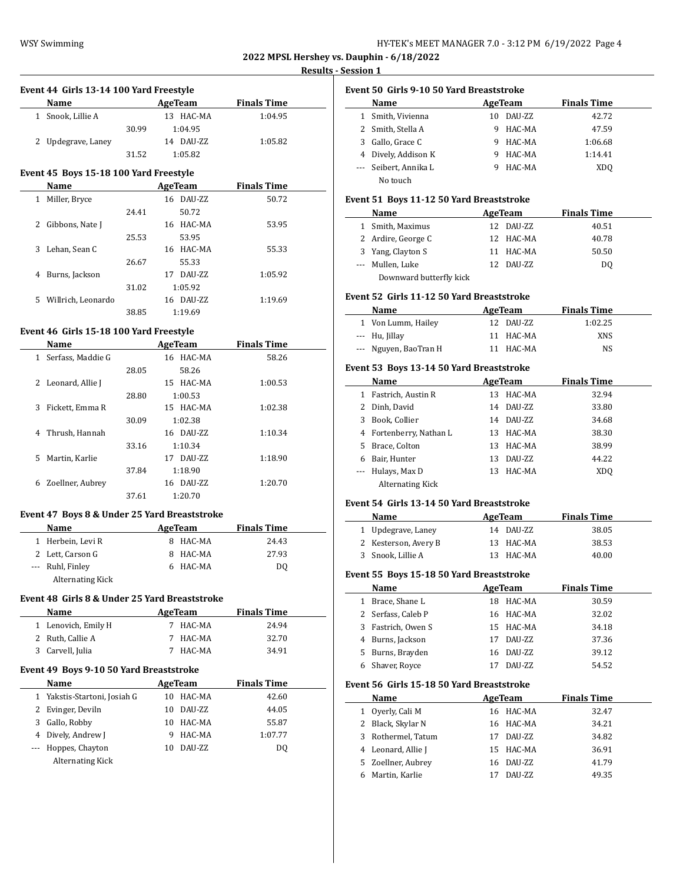**2022 MPSL Hershey vs. Dauphin - 6/18/2022**

**Results - Session 1**

### Event 44 Girls 13-14 100 Yard Freestyle

| | Name | | Age | Team | Finals Time |
|---|---|---|---|---|---|
| 1 | Snook, Lillie A | | 13 | HAC-MA | 1:04.95 |
| | | 30.99 | 1:04.95 | | |
| 2 | Updegrave, Laney | | 14 | DAU-ZZ | 1:05.82 |
| | | 31.52 | 1:05.82 | | |

### Event 45 Boys 15-18 100 Yard Freestyle

| | Name | | Age | Team | Finals Time |
|---|---|---|---|---|---|
| 1 | Miller, Bryce | | 16 | DAU-ZZ | 50.72 |
| | | 24.41 | 50.72 | | |
| 2 | Gibbons, Nate J | | 16 | HAC-MA | 53.95 |
| | | 25.53 | 53.95 | | |
| 3 | Lehan, Sean C | | 16 | HAC-MA | 55.33 |
| | | 26.67 | 55.33 | | |
| 4 | Burns, Jackson | | 17 | DAU-ZZ | 1:05.92 |
| | | 31.02 | 1:05.92 | | |
| 5 | Willrich, Leonardo | | 16 | DAU-ZZ | 1:19.69 |
| | | 38.85 | 1:19.69 | | |

### Event 46 Girls 15-18 100 Yard Freestyle

| | Name | | Age | Team | Finals Time |
|---|---|---|---|---|---|
| 1 | Serfass, Maddie G | | 16 | HAC-MA | 58.26 |
| | | 28.05 | 58.26 | | |
| 2 | Leonard, Allie J | | 15 | HAC-MA | 1:00.53 |
| | | 28.80 | 1:00.53 | | |
| 3 | Fickett, Emma R | | 15 | HAC-MA | 1:02.38 |
| | | 30.09 | 1:02.38 | | |
| 4 | Thrush, Hannah | | 16 | DAU-ZZ | 1:10.34 |
| | | 33.16 | 1:10.34 | | |
| 5 | Martin, Karlie | | 17 | DAU-ZZ | 1:18.90 |
| | | 37.84 | 1:18.90 | | |
| 6 | Zoellner, Aubrey | | 16 | DAU-ZZ | 1:20.70 |
| | | 37.61 | 1:20.70 | | |

### Event 47 Boys 8 & Under 25 Yard Breaststroke

| | Name | Age | Team | Finals Time |
|---|---|---|---|---|
| 1 | Herbein, Levi R | 8 | HAC-MA | 24.43 |
| 2 | Lett, Carson G | 8 | HAC-MA | 27.93 |
| --- | Ruhl, Finley | 6 | HAC-MA | DQ |
| | Alternating Kick | | | |

### Event 48 Girls 8 & Under 25 Yard Breaststroke

| | Name | Age | Team | Finals Time |
|---|---|---|---|---|
| 1 | Lenovich, Emily H | 7 | HAC-MA | 24.94 |
| 2 | Ruth, Callie A | 7 | HAC-MA | 32.70 |
| 3 | Carvell, Julia | 7 | HAC-MA | 34.91 |

### Event 49 Boys 9-10 50 Yard Breaststroke

| | Name | Age | Team | Finals Time |
|---|---|---|---|---|
| 1 | Yakstis-Startoni, Josiah G | 10 | HAC-MA | 42.60 |
| 2 | Evinger, Deviln | 10 | DAU-ZZ | 44.05 |
| 3 | Gallo, Robby | 10 | HAC-MA | 55.87 |
| 4 | Dively, Andrew J | 9 | HAC-MA | 1:07.77 |
| --- | Hoppes, Chayton | 10 | DAU-ZZ | DQ |
| | Alternating Kick | | | |

### Event 50 Girls 9-10 50 Yard Breaststroke

| | Name | Age | Team | Finals Time |
|---|---|---|---|---|
| 1 | Smith, Vivienna | 10 | DAU-ZZ | 42.72 |
| 2 | Smith, Stella A | 9 | HAC-MA | 47.59 |
| 3 | Gallo, Grace C | 9 | HAC-MA | 1:06.68 |
| 4 | Dively, Addison K | 9 | HAC-MA | 1:14.41 |
| --- | Seibert, Annika L | 9 | HAC-MA | XDQ |
| | No touch | | | |

### Event 51 Boys 11-12 50 Yard Breaststroke

| | Name | Age | Team | Finals Time |
|---|---|---|---|---|
| 1 | Smith, Maximus | 12 | DAU-ZZ | 40.51 |
| 2 | Ardire, George C | 12 | HAC-MA | 40.78 |
| 3 | Yang, Clayton S | 11 | HAC-MA | 50.50 |
| --- | Mullen, Luke | 12 | DAU-ZZ | DQ |
| | Downward butterfly kick | | | |

### Event 52 Girls 11-12 50 Yard Breaststroke

| | Name | Age | Team | Finals Time |
|---|---|---|---|---|
| 1 | Von Lumm, Hailey | 12 | DAU-ZZ | 1:02.25 |
| --- | Hu, Jillay | 11 | HAC-MA | XNS |
| --- | Nguyen, BaoTran H | 11 | HAC-MA | NS |

### Event 53 Boys 13-14 50 Yard Breaststroke

| | Name | Age | Team | Finals Time |
|---|---|---|---|---|
| 1 | Fastrich, Austin R | 13 | HAC-MA | 32.94 |
| 2 | Dinh, David | 14 | DAU-ZZ | 33.80 |
| 3 | Book, Collier | 14 | DAU-ZZ | 34.68 |
| 4 | Fortenberry, Nathan L | 13 | HAC-MA | 38.30 |
| 5 | Brace, Colton | 13 | HAC-MA | 38.99 |
| 6 | Bair, Hunter | 13 | DAU-ZZ | 44.22 |
| --- | Hulays, Max D | 13 | HAC-MA | XDQ |
| | Alternating Kick | | | |

### Event 54 Girls 13-14 50 Yard Breaststroke

| | Name | Age | Team | Finals Time |
|---|---|---|---|---|
| 1 | Updegrave, Laney | 14 | DAU-ZZ | 38.05 |
| 2 | Kesterson, Avery B | 13 | HAC-MA | 38.53 |
| 3 | Snook, Lillie A | 13 | HAC-MA | 40.00 |

### Event 55 Boys 15-18 50 Yard Breaststroke

| | Name | Age | Team | Finals Time |
|---|---|---|---|---|
| 1 | Brace, Shane L | 18 | HAC-MA | 30.59 |
| 2 | Serfass, Caleb P | 16 | HAC-MA | 32.02 |
| 3 | Fastrich, Owen S | 15 | HAC-MA | 34.18 |
| 4 | Burns, Jackson | 17 | DAU-ZZ | 37.36 |
| 5 | Burns, Brayden | 16 | DAU-ZZ | 39.12 |
| 6 | Shaver, Royce | 17 | DAU-ZZ | 54.52 |

### Event 56 Girls 15-18 50 Yard Breaststroke

| | Name | Age | Team | Finals Time |
|---|---|---|---|---|
| 1 | Oyerly, Cali M | 16 | HAC-MA | 32.47 |
| 2 | Black, Skylar N | 16 | HAC-MA | 34.21 |
| 3 | Rothermel, Tatum | 17 | DAU-ZZ | 34.82 |
| 4 | Leonard, Allie J | 15 | HAC-MA | 36.91 |
| 5 | Zoellner, Aubrey | 16 | DAU-ZZ | 41.79 |
| 6 | Martin, Karlie | 17 | DAU-ZZ | 49.35 |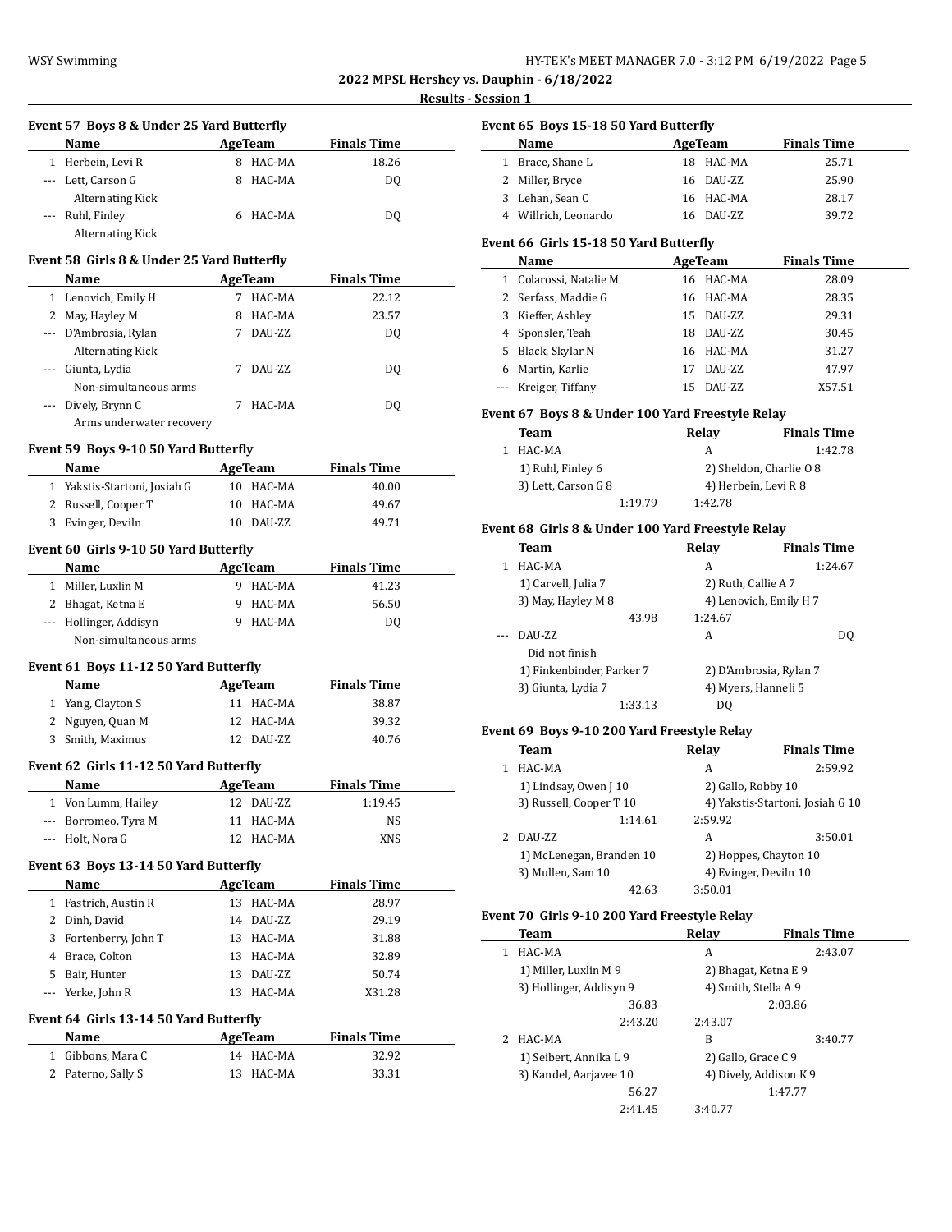2022 MPSL Hershey vs. Dauphin - 6/18/2022

Results - Session 1

### Event 57 Boys 8 & Under 25 Yard Butterfly

| | Name | Age | Team | Finals Time |
|---|---|---|---|---|
| 1 | Herbein, Levi R | 8 | HAC-MA | 18.26 |
| --- | Lett, Carson G | 8 | HAC-MA | DQ |
| | Alternating Kick | | | |
| --- | Ruhl, Finley | 6 | HAC-MA | DQ |
| | Alternating Kick | | | |

### Event 58 Girls 8 & Under 25 Yard Butterfly

| | Name | Age | Team | Finals Time |
|---|---|---|---|---|
| 1 | Lenovich, Emily H | 7 | HAC-MA | 22.12 |
| 2 | May, Hayley M | 8 | HAC-MA | 23.57 |
| --- | D'Ambrosia, Rylan | 7 | DAU-ZZ | DQ |
| | Alternating Kick | | | |
| --- | Giunta, Lydia | 7 | DAU-ZZ | DQ |
| | Non-simultaneous arms | | | |
| --- | Dively, Brynn C | 7 | HAC-MA | DQ |
| | Arms underwater recovery | | | |

### Event 59 Boys 9-10 50 Yard Butterfly

| | Name | Age | Team | Finals Time |
|---|---|---|---|---|
| 1 | Yakstis-Startoni, Josiah G | 10 | HAC-MA | 40.00 |
| 2 | Russell, Cooper T | 10 | HAC-MA | 49.67 |
| 3 | Evinger, Deviln | 10 | DAU-ZZ | 49.71 |

### Event 60 Girls 9-10 50 Yard Butterfly

| | Name | Age | Team | Finals Time |
|---|---|---|---|---|
| 1 | Miller, Luxlin M | 9 | HAC-MA | 41.23 |
| 2 | Bhagat, Ketna E | 9 | HAC-MA | 56.50 |
| --- | Hollinger, Addisyn | 9 | HAC-MA | DQ |
| | Non-simultaneous arms | | | |

### Event 61 Boys 11-12 50 Yard Butterfly

| | Name | Age | Team | Finals Time |
|---|---|---|---|---|
| 1 | Yang, Clayton S | 11 | HAC-MA | 38.87 |
| 2 | Nguyen, Quan M | 12 | HAC-MA | 39.32 |
| 3 | Smith, Maximus | 12 | DAU-ZZ | 40.76 |

### Event 62 Girls 11-12 50 Yard Butterfly

| | Name | Age | Team | Finals Time |
|---|---|---|---|---|
| 1 | Von Lumm, Hailey | 12 | DAU-ZZ | 1:19.45 |
| --- | Borromeo, Tyra M | 11 | HAC-MA | NS |
| --- | Holt, Nora G | 12 | HAC-MA | XNS |

### Event 63 Boys 13-14 50 Yard Butterfly

| | Name | Age | Team | Finals Time |
|---|---|---|---|---|
| 1 | Fastrich, Austin R | 13 | HAC-MA | 28.97 |
| 2 | Dinh, David | 14 | DAU-ZZ | 29.19 |
| 3 | Fortenberry, John T | 13 | HAC-MA | 31.88 |
| 4 | Brace, Colton | 13 | HAC-MA | 32.89 |
| 5 | Bair, Hunter | 13 | DAU-ZZ | 50.74 |
| --- | Yerke, John R | 13 | HAC-MA | X31.28 |

### Event 64 Girls 13-14 50 Yard Butterfly

| | Name | Age | Team | Finals Time |
|---|---|---|---|---|
| 1 | Gibbons, Mara C | 14 | HAC-MA | 32.92 |
| 2 | Paterno, Sally S | 13 | HAC-MA | 33.31 |

### Event 65 Boys 15-18 50 Yard Butterfly

| | Name | Age | Team | Finals Time |
|---|---|---|---|---|
| 1 | Brace, Shane L | 18 | HAC-MA | 25.71 |
| 2 | Miller, Bryce | 16 | DAU-ZZ | 25.90 |
| 3 | Lehan, Sean C | 16 | HAC-MA | 28.17 |
| 4 | Willrich, Leonardo | 16 | DAU-ZZ | 39.72 |

### Event 66 Girls 15-18 50 Yard Butterfly

| | Name | Age | Team | Finals Time |
|---|---|---|---|---|
| 1 | Colarossi, Natalie M | 16 | HAC-MA | 28.09 |
| 2 | Serfass, Maddie G | 16 | HAC-MA | 28.35 |
| 3 | Kieffer, Ashley | 15 | DAU-ZZ | 29.31 |
| 4 | Sponsler, Teah | 18 | DAU-ZZ | 30.45 |
| 5 | Black, Skylar N | 16 | HAC-MA | 31.27 |
| 6 | Martin, Karlie | 17 | DAU-ZZ | 47.97 |
| --- | Kreiger, Tiffany | 15 | DAU-ZZ | X57.51 |

### Event 67 Boys 8 & Under 100 Yard Freestyle Relay

| | Team | Relay | Finals Time |
|---|---|---|---|
| 1 | HAC-MA | A | 1:42.78 |
| | 1) Ruhl, Finley 6 | 2) Sheldon, Charlie O 8 | |
| | 3) Lett, Carson G 8 | 4) Herbein, Levi R 8 | |
| | 1:19.79 | 1:42.78 | |

### Event 68 Girls 8 & Under 100 Yard Freestyle Relay

| | Team | Relay | Finals Time |
|---|---|---|---|
| 1 | HAC-MA | A | 1:24.67 |
| | 1) Carvell, Julia 7 | 2) Ruth, Callie A 7 | |
| | 3) May, Hayley M 8 | 4) Lenovich, Emily H 7 | |
| | 43.98 | 1:24.67 | |
| --- | DAU-ZZ | A | DQ |
| | Did not finish | | |
| | 1) Finkenbinder, Parker 7 | 2) D'Ambrosia, Rylan 7 | |
| | 3) Giunta, Lydia 7 | 4) Myers, Hanneli 5 | |
| | 1:33.13 | DQ | |

### Event 69 Boys 9-10 200 Yard Freestyle Relay

| | Team | Relay | Finals Time |
|---|---|---|---|
| 1 | HAC-MA | A | 2:59.92 |
| | 1) Lindsay, Owen J 10 | 2) Gallo, Robby 10 | |
| | 3) Russell, Cooper T 10 | 4) Yakstis-Startoni, Josiah G 10 | |
| | 1:14.61 | 2:59.92 | |
| 2 | DAU-ZZ | A | 3:50.01 |
| | 1) McLenegan, Branden 10 | 2) Hoppes, Chayton 10 | |
| | 3) Mullen, Sam 10 | 4) Evinger, Deviln 10 | |
| | 42.63 | 3:50.01 | |

### Event 70 Girls 9-10 200 Yard Freestyle Relay

| | Team | Relay | Finals Time |
|---|---|---|---|
| 1 | HAC-MA | A | 2:43.07 |
| | 1) Miller, Luxlin M 9 | 2) Bhagat, Ketna E 9 | |
| | 3) Hollinger, Addisyn 9 | 4) Smith, Stella A 9 | |
| | 36.83 | 2:03.86 | |
| | 2:43.20 | 2:43.07 | |
| 2 | HAC-MA | B | 3:40.77 |
| | 1) Seibert, Annika L 9 | 2) Gallo, Grace C 9 | |
| | 3) Kandel, Aarjavee 10 | 4) Dively, Addison K 9 | |
| | 56.27 | 1:47.77 | |
| | 2:41.45 | 3:40.77 | |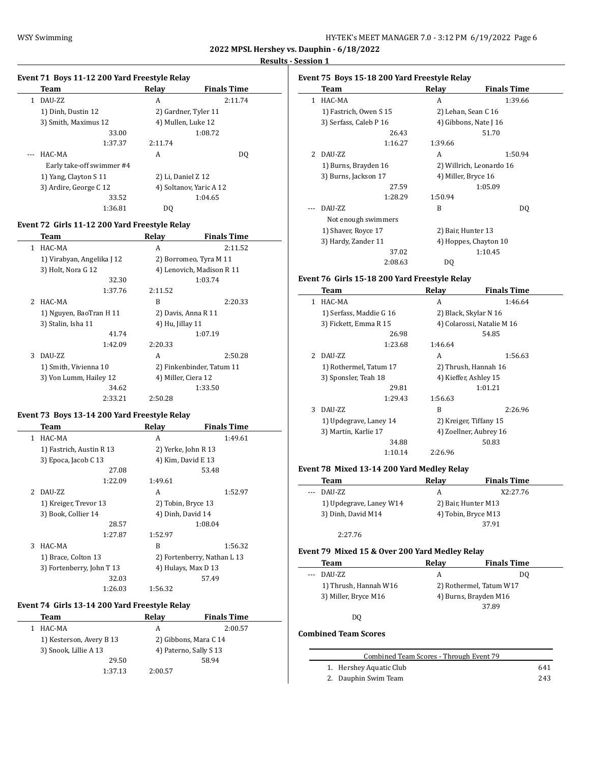## 2022 MPSL Hershey vs. Dauphin - 6/18/2022

### Results - Session 1

#### Event 71 Boys 11-12 200 Yard Freestyle Relay

| | Team | Relay | Finals Time |
|---|---|---|---|
| 1 | DAU-ZZ | A | 2:11.74 |
| | 1) Dinh, Dustin 12 | 2) Gardner, Tyler 11 | |
| | 3) Smith, Maximus 12 | 4) Mullen, Luke 12 | |
| | 33.00 | 1:08.72 | |
| | 1:37.37 | 2:11.74 | |
| --- | HAC-MA | A | DQ |
| | Early take-off swimmer #4 | | |
| | 1) Yang, Clayton S 11 | 2) Li, Daniel Z 12 | |
| | 3) Ardire, George C 12 | 4) Soltanov, Yaric A 12 | |
| | 33.52 | 1:04.65 | |
| | 1:36.81 | DQ | |

#### Event 72 Girls 11-12 200 Yard Freestyle Relay

| | Team | Relay | Finals Time |
|---|---|---|---|
| 1 | HAC-MA | A | 2:11.52 |
| | 1) Virabyan, Angelika J 12 | 2) Borromeo, Tyra M 11 | |
| | 3) Holt, Nora G 12 | 4) Lenovich, Madison R 11 | |
| | 32.30 | 1:03.74 | |
| | 1:37.76 | 2:11.52 | |
| 2 | HAC-MA | B | 2:20.33 |
| | 1) Nguyen, BaoTran H 11 | 2) Davis, Anna R 11 | |
| | 3) Stalin, Isha 11 | 4) Hu, Jillay 11 | |
| | 41.74 | 1:07.19 | |
| | 1:42.09 | 2:20.33 | |
| 3 | DAU-ZZ | A | 2:50.28 |
| | 1) Smith, Vivienna 10 | 2) Finkenbinder, Tatum 11 | |
| | 3) Von Lumm, Hailey 12 | 4) Miller, Ciera 12 | |
| | 34.62 | 1:33.50 | |
| | 2:33.21 | 2:50.28 | |

#### Event 73 Boys 13-14 200 Yard Freestyle Relay

| | Team | Relay | Finals Time |
|---|---|---|---|
| 1 | HAC-MA | A | 1:49.61 |
| | 1) Fastrich, Austin R 13 | 2) Yerke, John R 13 | |
| | 3) Epoca, Jacob C 13 | 4) Kim, David E 13 | |
| | 27.08 | 53.48 | |
| | 1:22.09 | 1:49.61 | |
| 2 | DAU-ZZ | A | 1:52.97 |
| | 1) Kreiger, Trevor 13 | 2) Tobin, Bryce 13 | |
| | 3) Book, Collier 14 | 4) Dinh, David 14 | |
| | 28.57 | 1:08.04 | |
| | 1:27.87 | 1:52.97 | |
| 3 | HAC-MA | B | 1:56.32 |
| | 1) Brace, Colton 13 | 2) Fortenberry, Nathan L 13 | |
| | 3) Fortenberry, John T 13 | 4) Hulays, Max D 13 | |
| | 32.03 | 57.49 | |
| | 1:26.03 | 1:56.32 | |

#### Event 74 Girls 13-14 200 Yard Freestyle Relay

| | Team | Relay | Finals Time |
|---|---|---|---|
| 1 | HAC-MA | A | 2:00.57 |
| | 1) Kesterson, Avery B 13 | 2) Gibbons, Mara C 14 | |
| | 3) Snook, Lillie A 13 | 4) Paterno, Sally S 13 | |
| | 29.50 | 58.94 | |
| | 1:37.13 | 2:00.57 | |

#### Event 75 Boys 15-18 200 Yard Freestyle Relay

| | Team | Relay | Finals Time |
|---|---|---|---|
| 1 | HAC-MA | A | 1:39.66 |
| | 1) Fastrich, Owen S 15 | 2) Lehan, Sean C 16 | |
| | 3) Serfass, Caleb P 16 | 4) Gibbons, Nate J 16 | |
| | 26.43 | 51.70 | |
| | 1:16.27 | 1:39.66 | |
| 2 | DAU-ZZ | A | 1:50.94 |
| | 1) Burns, Brayden 16 | 2) Willrich, Leonardo 16 | |
| | 3) Burns, Jackson 17 | 4) Miller, Bryce 16 | |
| | 27.59 | 1:05.09 | |
| | 1:28.29 | 1:50.94 | |
| --- | DAU-ZZ | B | DQ |
| | Not enough swimmers | | |
| | 1) Shaver, Royce 17 | 2) Bair, Hunter 13 | |
| | 3) Hardy, Zander 11 | 4) Hoppes, Chayton 10 | |
| | 37.02 | 1:10.45 | |
| | 2:08.63 | DQ | |

#### Event 76 Girls 15-18 200 Yard Freestyle Relay

| | Team | Relay | Finals Time |
|---|---|---|---|
| 1 | HAC-MA | A | 1:46.64 |
| | 1) Serfass, Maddie G 16 | 2) Black, Skylar N 16 | |
| | 3) Fickett, Emma R 15 | 4) Colarossi, Natalie M 16 | |
| | 26.98 | 54.85 | |
| | 1:23.68 | 1:46.64 | |
| 2 | DAU-ZZ | A | 1:56.63 |
| | 1) Rothermel, Tatum 17 | 2) Thrush, Hannah 16 | |
| | 3) Sponsler, Teah 18 | 4) Kieffer, Ashley 15 | |
| | 29.81 | 1:01.21 | |
| | 1:29.43 | 1:56.63 | |
| 3 | DAU-ZZ | B | 2:26.96 |
| | 1) Updegrave, Laney 14 | 2) Kreiger, Tiffany 15 | |
| | 3) Martin, Karlie 17 | 4) Zoellner, Aubrey 16 | |
| | 34.88 | 50.83 | |
| | 1:10.14 | 2:26.96 | |

#### Event 78 Mixed 13-14 200 Yard Medley Relay

| | Team | Relay | Finals Time |
|---|---|---|---|
| --- | DAU-ZZ | A | X2:27.76 |
| | 1) Updegrave, Laney W14 | 2) Bair, Hunter M13 | |
| | 3) Dinh, David M14 | 4) Tobin, Bryce M13 | |
| | | 37.91 | |
| | 2:27.76 | | |

#### Event 79 Mixed 15 & Over 200 Yard Medley Relay

| | Team | Relay | Finals Time |
|---|---|---|---|
| --- | DAU-ZZ | A | DQ |
| | 1) Thrush, Hannah W16 | 2) Rothermel, Tatum W17 | |
| | 3) Miller, Bryce M16 | 4) Burns, Brayden M16 | |
| | | 37.89 | |
| | DQ | | |

### Combined Team Scores

| Combined Team Scores - Through Event 79 | |
|---|---|
| 1. Hershey Aquatic Club | 641 |
| 2. Dauphin Swim Team | 243 |